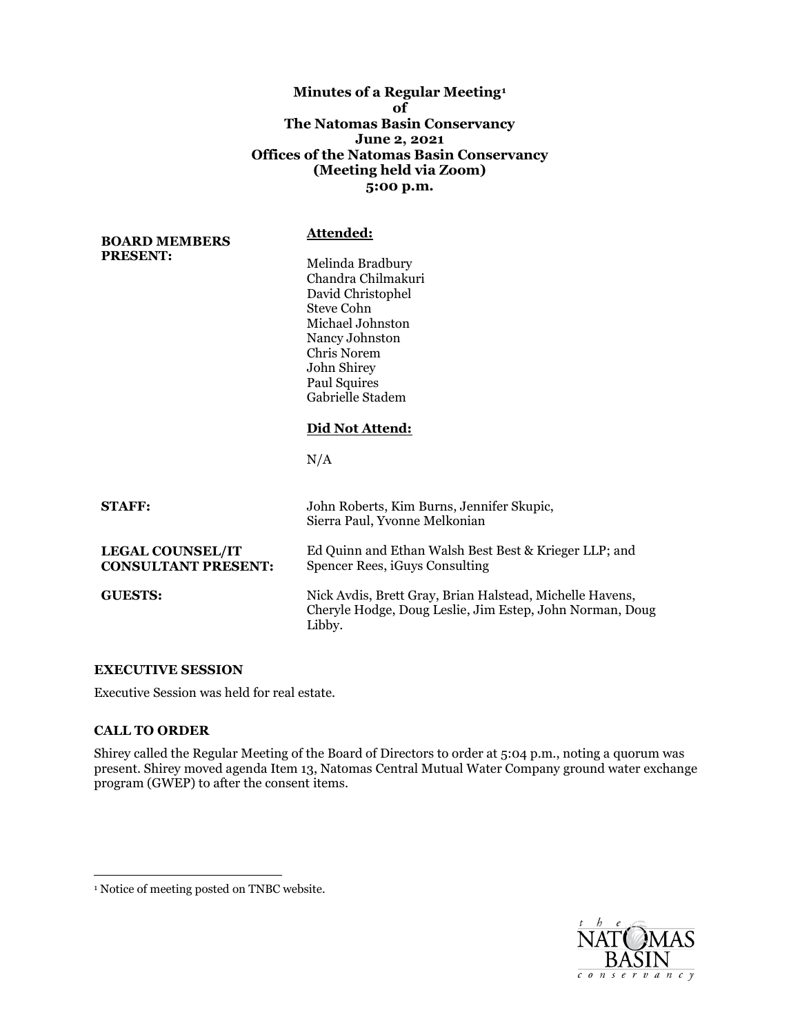**Minutes of a Regular Meeting[1]**
**of**
**The Natomas Basin Conservancy**
**June 2, 2021**
**Offices of the Natomas Basin Conservancy**
**(Meeting held via Zoom)**
**5:00 p.m.**

| | |
|---|---|
| **BOARD MEMBERS PRESENT:** | **Attended:**<br><br>Melinda Bradbury<br>Chandra Chilmakuri<br>David Christophel<br>Steve Cohn<br>Michael Johnston<br>Nancy Johnston<br>Chris Norem<br>John Shirey<br>Paul Squires<br>Gabrielle Stadem<br><br>**Did Not Attend:**<br><br>N/A |
| **STAFF:** | John Roberts, Kim Burns, Jennifer Skupic, Sierra Paul, Yvonne Melkonian |
| **LEGAL COUNSEL/IT CONSULTANT PRESENT:** | Ed Quinn and Ethan Walsh Best Best & Krieger LLP; and Spencer Rees, iGuys Consulting |
| **GUESTS:** | Nick Avdis, Brett Gray, Brian Halstead, Michelle Havens, Cheryle Hodge, Doug Leslie, Jim Estep, John Norman, Doug Libby. |

**EXECUTIVE SESSION**

Executive Session was held for real estate.

**CALL TO ORDER**

Shirey called the Regular Meeting of the Board of Directors to order at 5:04 p.m., noting a quorum was present. Shirey moved agenda Item 13, Natomas Central Mutual Water Company ground water exchange program (GWEP) to after the consent items.

[1] Notice of meeting posted on TNBC website.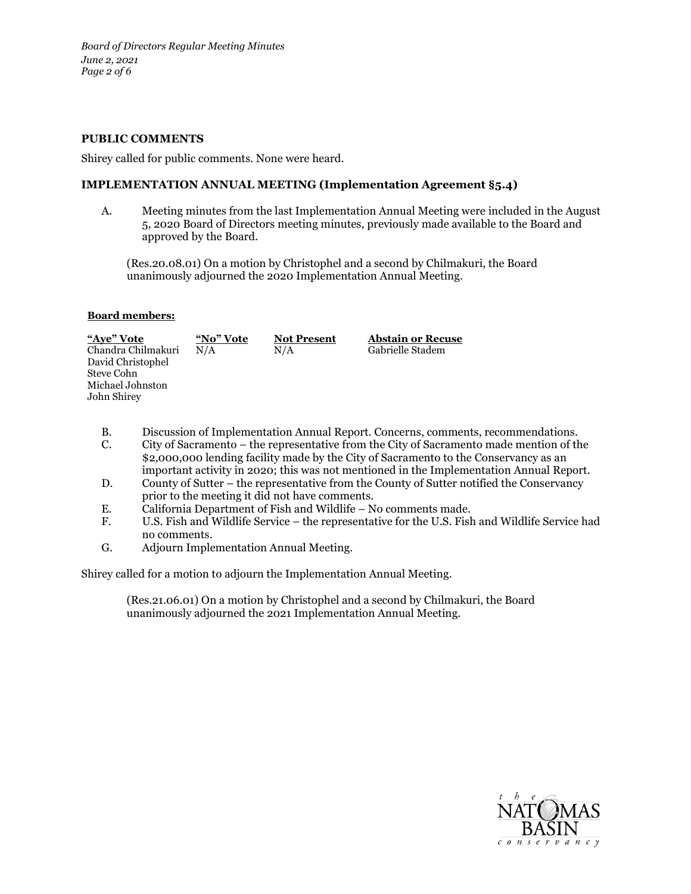**PUBLIC COMMENTS**

Shirey called for public comments. None were heard.

**IMPLEMENTATION ANNUAL MEETING (Implementation Agreement §5.4)**

A. Meeting minutes from the last Implementation Annual Meeting were included in the August 5, 2020 Board of Directors meeting minutes, previously made available to the Board and approved by the Board.

(Res.20.08.01) On a motion by Christophel and a second by Chilmakuri, the Board unanimously adjourned the 2020 Implementation Annual Meeting.

**Board members:**

| "Aye" Vote | "No" Vote | Not Present | Abstain or Recuse |
|---|---|---|---|
| Chandra Chilmakuri | N/A | N/A | Gabrielle Stadem |
| David Christophel | | | |
| Steve Cohn | | | |
| Michael Johnston | | | |
| John Shirey | | | |

B. Discussion of Implementation Annual Report. Concerns, comments, recommendations.

C. City of Sacramento – the representative from the City of Sacramento made mention of the $2,000,000 lending facility made by the City of Sacramento to the Conservancy as an important activity in 2020; this was not mentioned in the Implementation Annual Report.

D. County of Sutter – the representative from the County of Sutter notified the Conservancy prior to the meeting it did not have comments.

E. California Department of Fish and Wildlife – No comments made.

F. U.S. Fish and Wildlife Service – the representative for the U.S. Fish and Wildlife Service had no comments.

G. Adjourn Implementation Annual Meeting.

Shirey called for a motion to adjourn the Implementation Annual Meeting.

(Res.21.06.01) On a motion by Christophel and a second by Chilmakuri, the Board unanimously adjourned the 2021 Implementation Annual Meeting.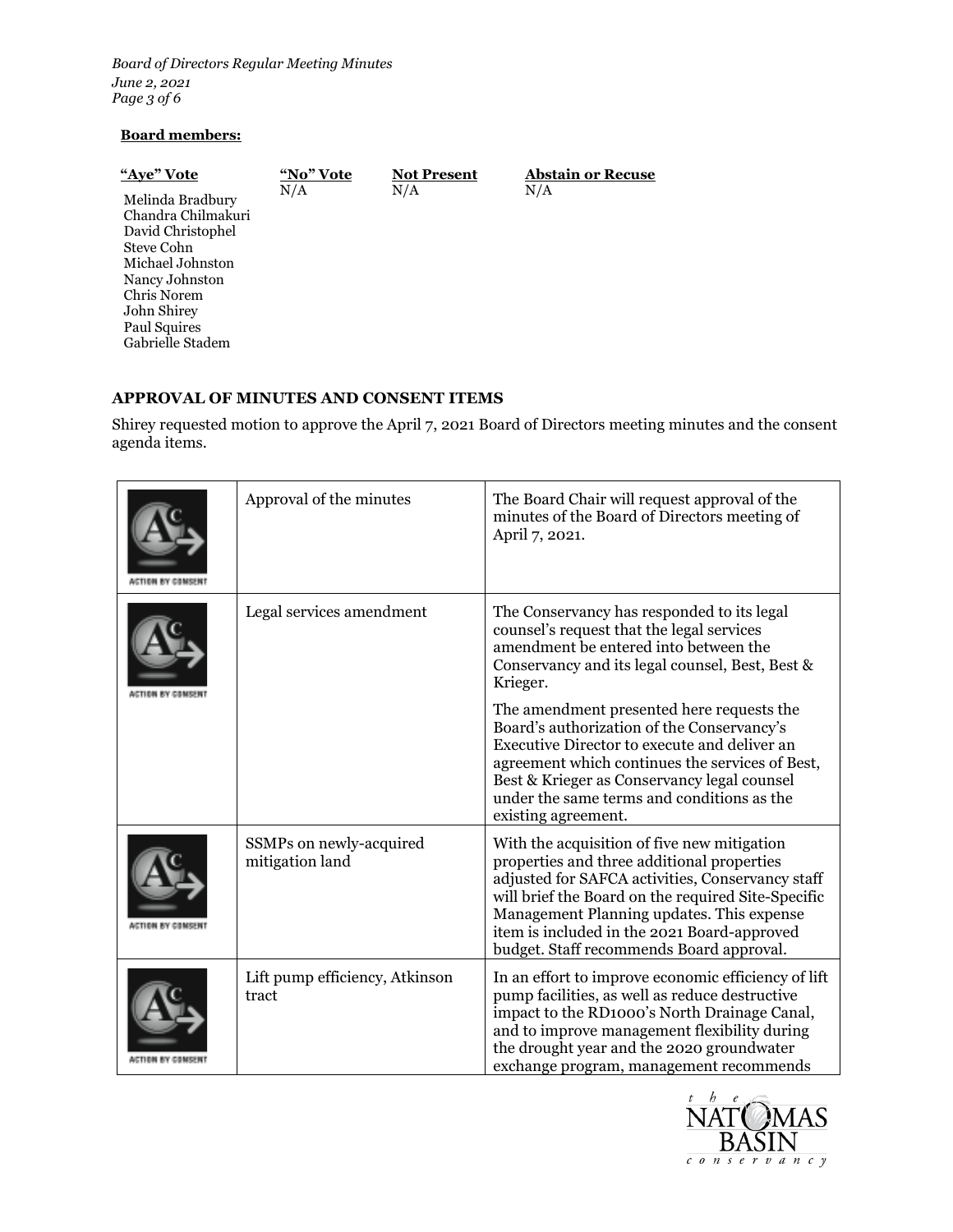**Board members:**

| "Aye" Vote | "No" Vote | Not Present | Abstain or Recuse |
|---|---|---|---|
| Melinda Bradbury<br>Chandra Chilmakuri<br>David Christophel<br>Steve Cohn<br>Michael Johnston<br>Nancy Johnston<br>Chris Norem<br>John Shirey<br>Paul Squires<br>Gabrielle Stadem | N/A | N/A | N/A |

### APPROVAL OF MINUTES AND CONSENT ITEMS

Shirey requested motion to approve the April 7, 2021 Board of Directors meeting minutes and the consent agenda items.

| | | |
|---|---|---|
| ACTION BY CONSENT | Approval of the minutes | The Board Chair will request approval of the minutes of the Board of Directors meeting of April 7, 2021. |
| ACTION BY CONSENT | Legal services amendment | The Conservancy has responded to its legal counsel's request that the legal services amendment be entered into between the Conservancy and its legal counsel, Best, Best & Krieger.<br><br>The amendment presented here requests the Board's authorization of the Conservancy's Executive Director to execute and deliver an agreement which continues the services of Best, Best & Krieger as Conservancy legal counsel under the same terms and conditions as the existing agreement. |
| ACTION BY CONSENT | SSMPs on newly-acquired mitigation land | With the acquisition of five new mitigation properties and three additional properties adjusted for SAFCA activities, Conservancy staff will brief the Board on the required Site-Specific Management Planning updates. This expense item is included in the 2021 Board-approved budget. Staff recommends Board approval. |
| ACTION BY CONSENT | Lift pump efficiency, Atkinson tract | In an effort to improve economic efficiency of lift pump facilities, as well as reduce destructive impact to the RD1000's North Drainage Canal, and to improve management flexibility during the drought year and the 2020 groundwater exchange program, management recommends |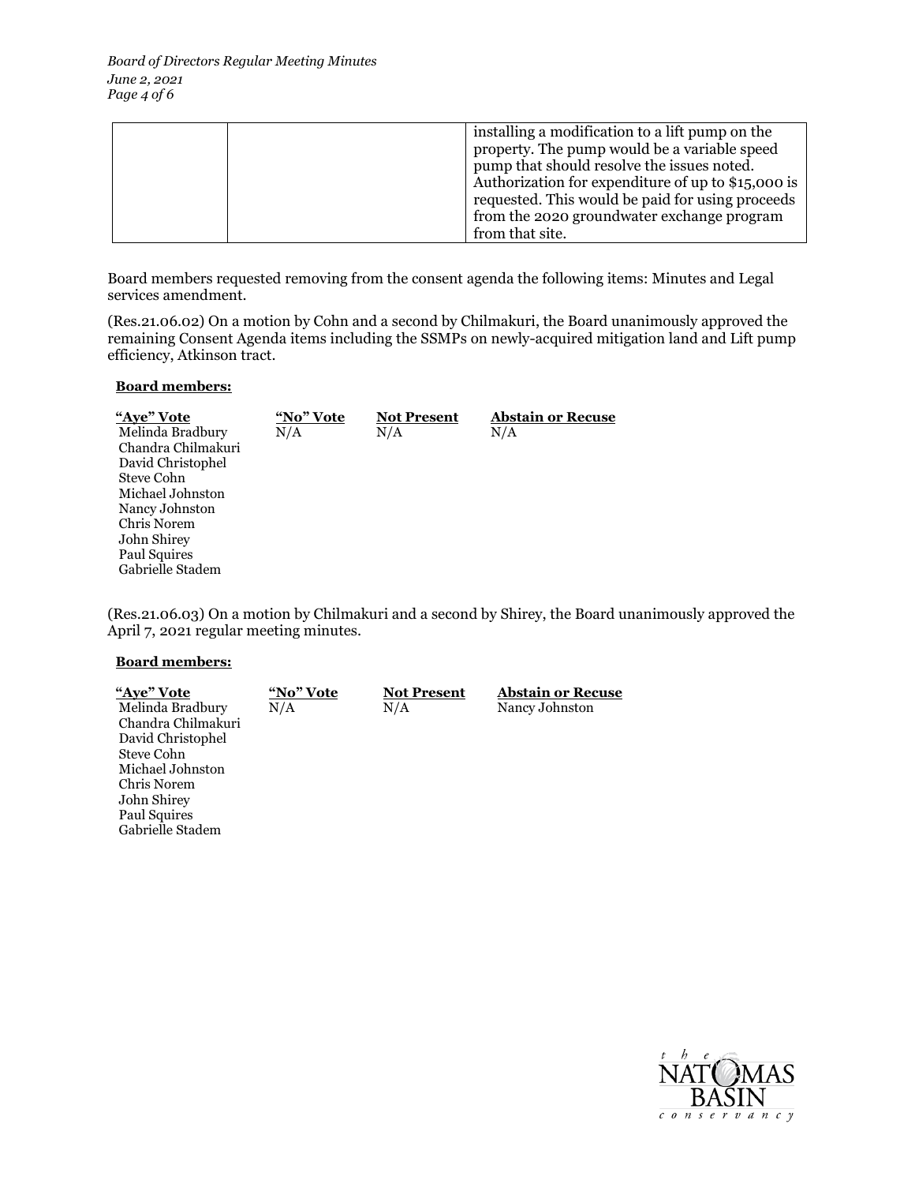| | | |
|---|---|---|
| | | installing a modification to a lift pump on the property. The pump would be a variable speed pump that should resolve the issues noted. Authorization for expenditure of up to $15,000 is requested. This would be paid for using proceeds from the 2020 groundwater exchange program from that site. |

Board members requested removing from the consent agenda the following items: Minutes and Legal services amendment.

(Res.21.06.02) On a motion by Cohn and a second by Chilmakuri, the Board unanimously approved the remaining Consent Agenda items including the SSMPs on newly-acquired mitigation land and Lift pump efficiency, Atkinson tract.

**Board members:**

| "Aye" Vote | "No" Vote | Not Present | Abstain or Recuse |
|---|---|---|---|
| Melinda Bradbury | N/A | N/A | N/A |
| Chandra Chilmakuri | | | |
| David Christophel | | | |
| Steve Cohn | | | |
| Michael Johnston | | | |
| Nancy Johnston | | | |
| Chris Norem | | | |
| John Shirey | | | |
| Paul Squires | | | |
| Gabrielle Stadem | | | |

(Res.21.06.03) On a motion by Chilmakuri and a second by Shirey, the Board unanimously approved the April 7, 2021 regular meeting minutes.

**Board members:**

| "Aye" Vote | "No" Vote | Not Present | Abstain or Recuse |
|---|---|---|---|
| Melinda Bradbury | N/A | N/A | Nancy Johnston |
| Chandra Chilmakuri | | | |
| David Christophel | | | |
| Steve Cohn | | | |
| Michael Johnston | | | |
| Chris Norem | | | |
| John Shirey | | | |
| Paul Squires | | | |
| Gabrielle Stadem | | | |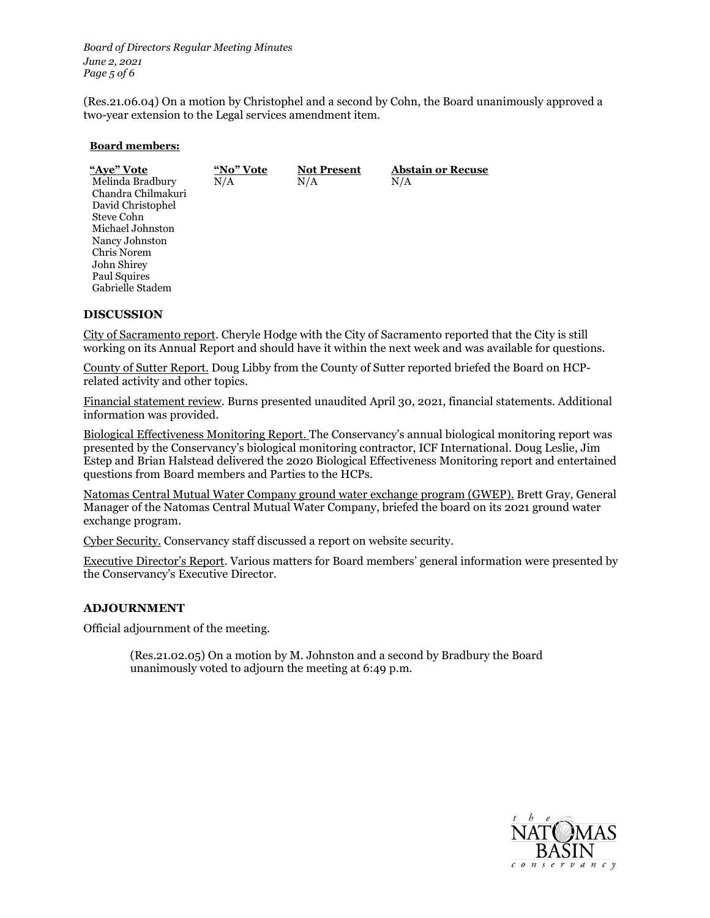(Res.21.06.04) On a motion by Christophel and a second by Cohn, the Board unanimously approved a two-year extension to the Legal services amendment item.

**Board members:**

| "Aye" Vote | "No" Vote | Not Present | Abstain or Recuse |
|---|---|---|---|
| Melinda Bradbury<br>Chandra Chilmakuri<br>David Christophel<br>Steve Cohn<br>Michael Johnston<br>Nancy Johnston<br>Chris Norem<br>John Shirey<br>Paul Squires<br>Gabrielle Stadem | N/A | N/A | N/A |

## DISCUSSION

City of Sacramento report. Cheryle Hodge with the City of Sacramento reported that the City is still working on its Annual Report and should have it within the next week and was available for questions.

County of Sutter Report. Doug Libby from the County of Sutter reported briefed the Board on HCP-related activity and other topics.

Financial statement review. Burns presented unaudited April 30, 2021, financial statements. Additional information was provided.

Biological Effectiveness Monitoring Report. The Conservancy's annual biological monitoring report was presented by the Conservancy's biological monitoring contractor, ICF International. Doug Leslie, Jim Estep and Brian Halstead delivered the 2020 Biological Effectiveness Monitoring report and entertained questions from Board members and Parties to the HCPs.

Natomas Central Mutual Water Company ground water exchange program (GWEP). Brett Gray, General Manager of the Natomas Central Mutual Water Company, briefed the board on its 2021 ground water exchange program.

Cyber Security. Conservancy staff discussed a report on website security.

Executive Director's Report. Various matters for Board members' general information were presented by the Conservancy's Executive Director.

## ADJOURNMENT

Official adjournment of the meeting.

> (Res.21.02.05) On a motion by M. Johnston and a second by Bradbury the Board unanimously voted to adjourn the meeting at 6:49 p.m.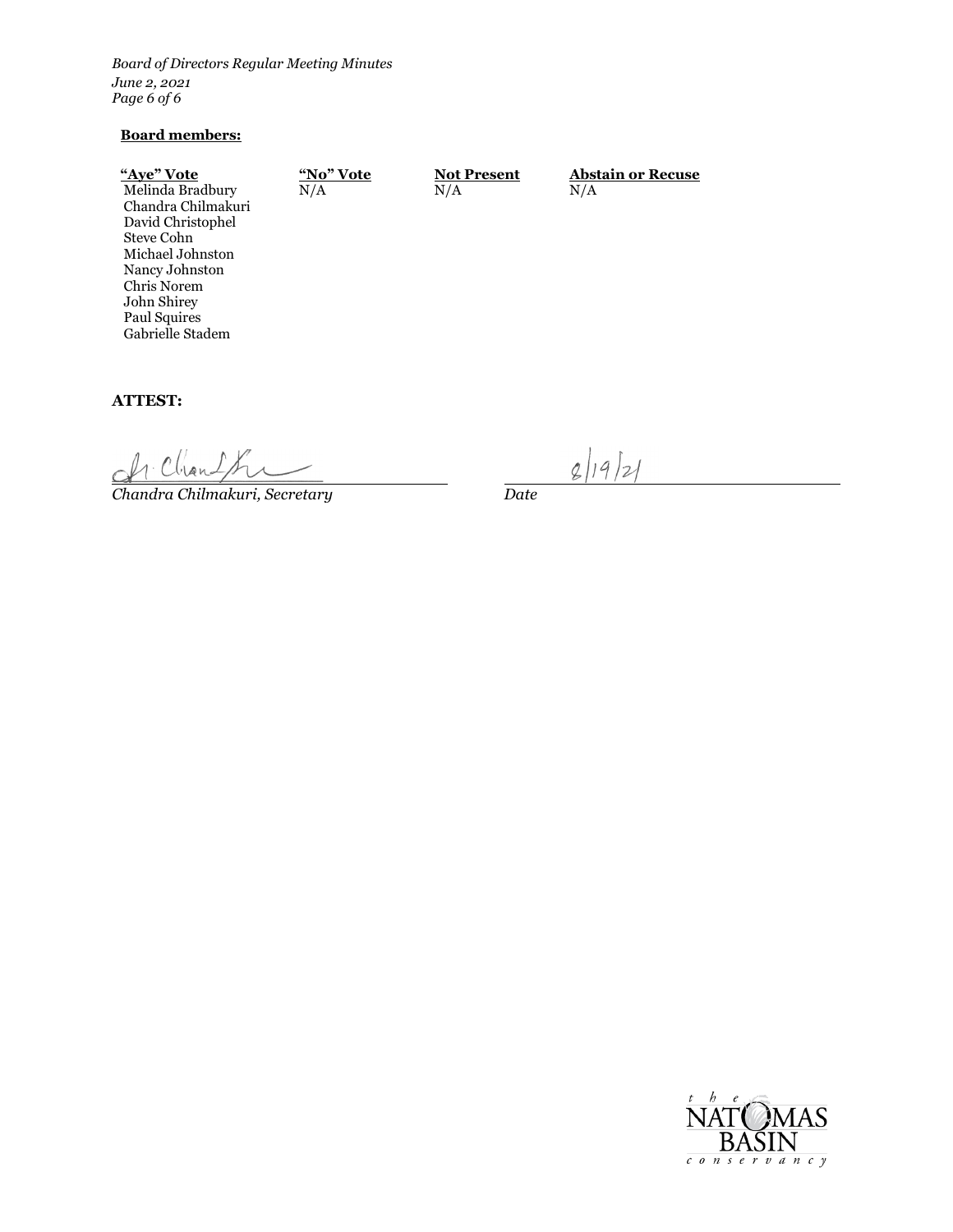**Board members:**

| "Aye" Vote | "No" Vote | Not Present | Abstain or Recuse |
|---|---|---|---|
| Melinda Bradbury | N/A | N/A | N/A |
| Chandra Chilmakuri | | | |
| David Christophel | | | |
| Steve Cohn | | | |
| Michael Johnston | | | |
| Nancy Johnston | | | |
| Chris Norem | | | |
| John Shirey | | | |
| Paul Squires | | | |
| Gabrielle Stadem | | | |

**ATTEST:**

*Chandra Chilmakuri, Secretary*

8/19/21

*Date*

*the* NATOMAS BASIN *conservancy*